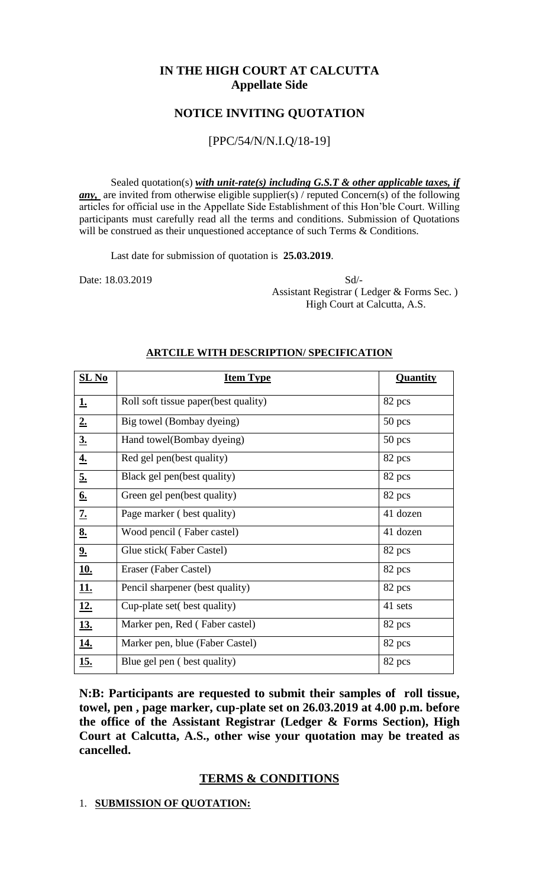# IN THE HIGH COURT AT CALCUTTA
## Appellate Side

## NOTICE INVITING QUOTATION

[PPC/54/N/N.I.Q/18-19]

Sealed quotation(s) ***with unit-rate(s) including G.S.T & other applicable taxes, if any,*** are invited from otherwise eligible supplier(s) / reputed Concern(s) of the following articles for official use in the Appellate Side Establishment of this Hon'ble Court. Willing participants must carefully read all the terms and conditions. Submission of Quotations will be construed as their unquestioned acceptance of such Terms & Conditions.

Last date for submission of quotation is **25.03.2019**.

Date: 18.03.2019

Sd/-
Assistant Registrar ( Ledger & Forms Sec. )
High Court at Calcutta, A.S.

**ARTCILE WITH DESCRIPTION/ SPECIFICATION**

| SL No | Item Type | Quantity |
|---|---|---|
| 1. | Roll soft tissue paper(best quality) | 82 pcs |
| 2. | Big towel (Bombay dyeing) | 50 pcs |
| 3. | Hand towel(Bombay dyeing) | 50 pcs |
| 4. | Red gel pen(best quality) | 82 pcs |
| 5. | Black gel pen(best quality) | 82 pcs |
| 6. | Green gel pen(best quality) | 82 pcs |
| 7. | Page marker ( best quality) | 41 dozen |
| 8. | Wood pencil ( Faber castel) | 41 dozen |
| 9. | Glue stick( Faber Castel) | 82 pcs |
| 10. | Eraser (Faber Castel) | 82 pcs |
| 11. | Pencil sharpener (best quality) | 82 pcs |
| 12. | Cup-plate set( best quality) | 41 sets |
| 13. | Marker pen, Red ( Faber castel) | 82 pcs |
| 14. | Marker pen, blue (Faber Castel) | 82 pcs |
| 15. | Blue gel pen ( best quality) | 82 pcs |

**N:B: Participants are requested to submit their samples of roll tissue, towel, pen , page marker, cup-plate set on 26.03.2019 at 4.00 p.m. before the office of the Assistant Registrar (Ledger & Forms Section), High Court at Calcutta, A.S., other wise your quotation may be treated as cancelled.**

## TERMS & CONDITIONS

1. **SUBMISSION OF QUOTATION:**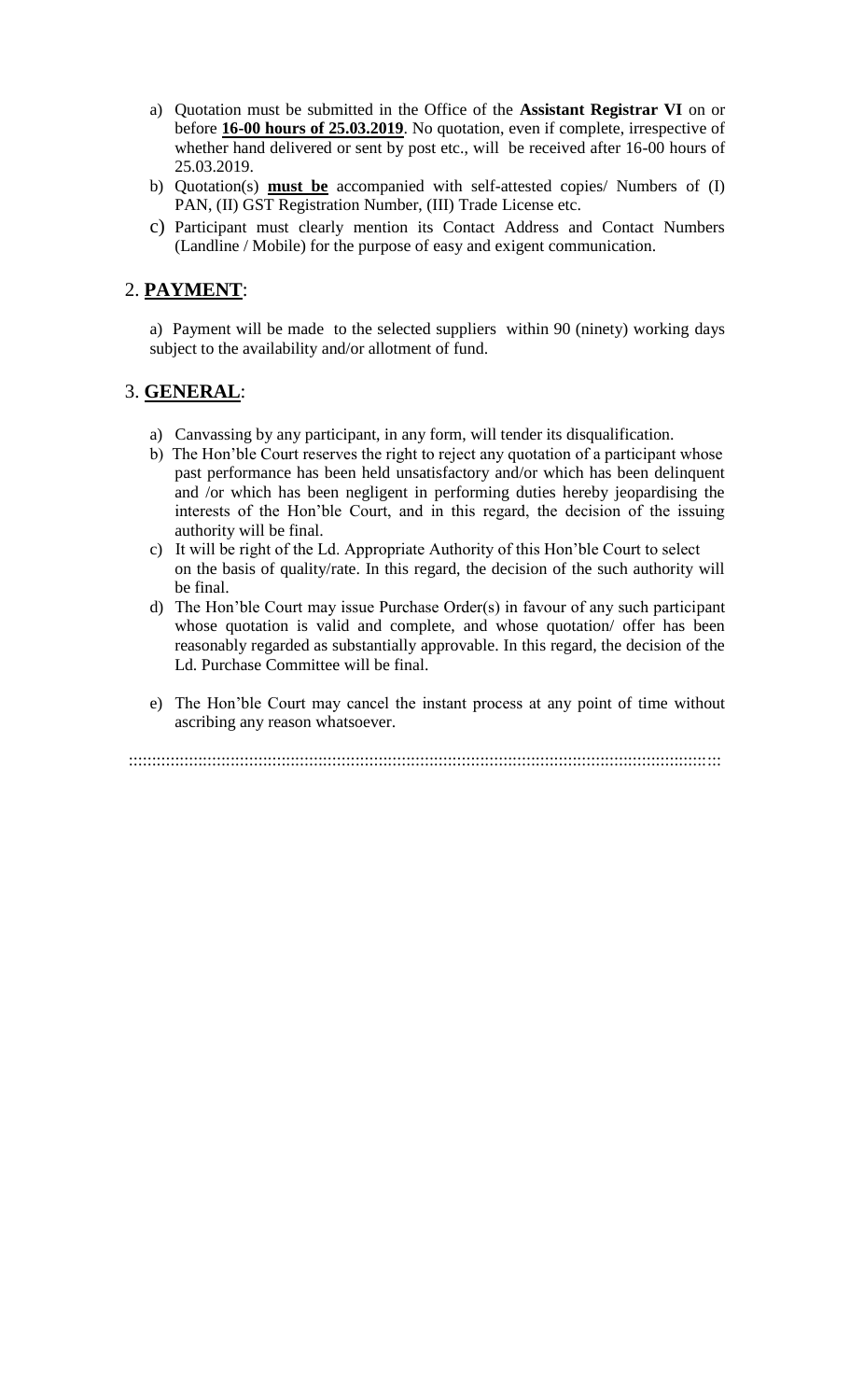a) Quotation must be submitted in the Office of the **Assistant Registrar VI** on or before **16-00 hours of 25.03.2019**. No quotation, even if complete, irrespective of whether hand delivered or sent by post etc., will be received after 16-00 hours of 25.03.2019.

b) Quotation(s) **must be** accompanied with self-attested copies/ Numbers of (I) PAN, (II) GST Registration Number, (III) Trade License etc.

c) Participant must clearly mention its Contact Address and Contact Numbers (Landline / Mobile) for the purpose of easy and exigent communication.

## 2. **PAYMENT**:

a) Payment will be made to the selected suppliers within 90 (ninety) working days subject to the availability and/or allotment of fund.

## 3. **GENERAL**:

a) Canvassing by any participant, in any form, will tender its disqualification.

b) The Hon'ble Court reserves the right to reject any quotation of a participant whose past performance has been held unsatisfactory and/or which has been delinquent and /or which has been negligent in performing duties hereby jeopardising the interests of the Hon'ble Court, and in this regard, the decision of the issuing authority will be final.

c) It will be right of the Ld. Appropriate Authority of this Hon'ble Court to select on the basis of quality/rate. In this regard, the decision of the such authority will be final.

d) The Hon'ble Court may issue Purchase Order(s) in favour of any such participant whose quotation is valid and complete, and whose quotation/ offer has been reasonably regarded as substantially approvable. In this regard, the decision of the Ld. Purchase Committee will be final.

e) The Hon'ble Court may cancel the instant process at any point of time without ascribing any reason whatsoever.

::::::::::::::::::::::::::::::::::::::::::::::::::::::::::::::::::::::::::::::::::::::::::::::::::::::::::::::::::::::::::::::::::::